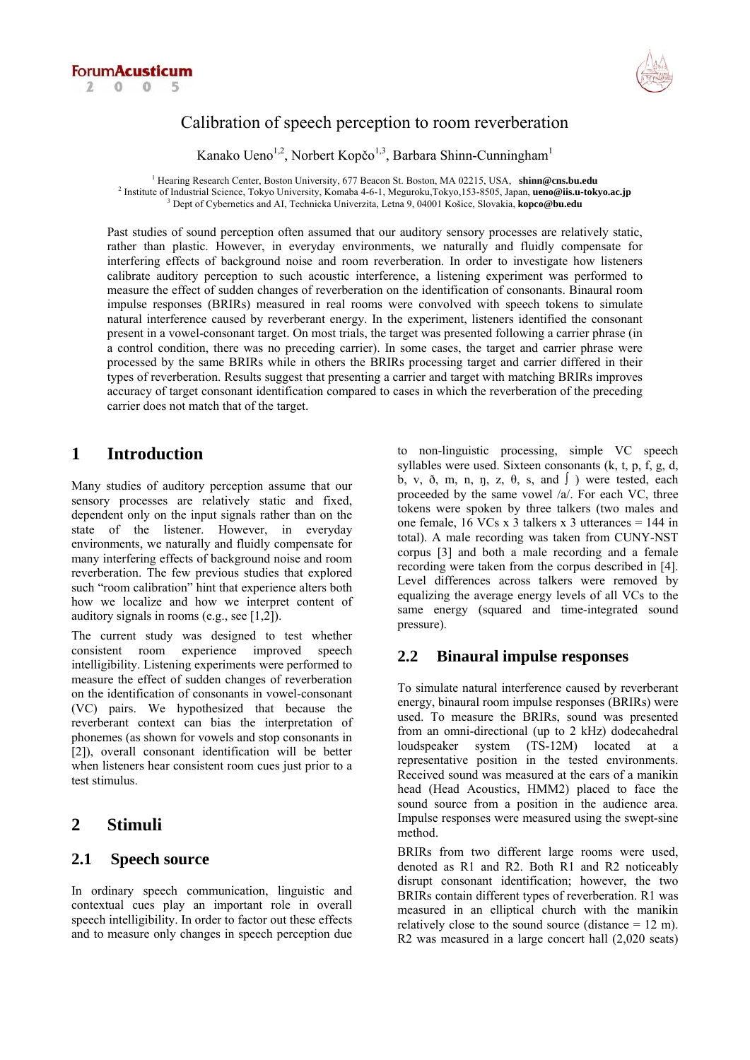# Calibration of speech perception to room reverberation

Kanako Ueno[1,2], Norbert Kopčo[1,3], Barbara Shinn-Cunningham[1]

[1] Hearing Research Center, Boston University, 677 Beacon St. Boston, MA 02215, USA, **shinn@cns.bu.edu**
[2] Institute of Industrial Science, Tokyo University, Komaba 4-6-1, Meguroku,Tokyo,153-8505, Japan, **ueno@iis.u-tokyo.ac.jp**
[3] Dept of Cybernetics and AI, Technicka Univerzita, Letna 9, 04001 Košice, Slovakia, **kopco@bu.edu**

Past studies of sound perception often assumed that our auditory sensory processes are relatively static, rather than plastic. However, in everyday environments, we naturally and fluidly compensate for interfering effects of background noise and room reverberation. In order to investigate how listeners calibrate auditory perception to such acoustic interference, a listening experiment was performed to measure the effect of sudden changes of reverberation on the identification of consonants. Binaural room impulse responses (BRIRs) measured in real rooms were convolved with speech tokens to simulate natural interference caused by reverberant energy. In the experiment, listeners identified the consonant present in a vowel-consonant target. On most trials, the target was presented following a carrier phrase (in a control condition, there was no preceding carrier). In some cases, the target and carrier phrase were processed by the same BRIRs while in others the BRIRs processing target and carrier differed in their types of reverberation. Results suggest that presenting a carrier and target with matching BRIRs improves accuracy of target consonant identification compared to cases in which the reverberation of the preceding carrier does not match that of the target.

## 1 Introduction

Many studies of auditory perception assume that our sensory processes are relatively static and fixed, dependent only on the input signals rather than on the state of the listener. However, in everyday environments, we naturally and fluidly compensate for many interfering effects of background noise and room reverberation. The few previous studies that explored such "room calibration" hint that experience alters both how we localize and how we interpret content of auditory signals in rooms (e.g., see [1,2]).

The current study was designed to test whether consistent room experience improved speech intelligibility. Listening experiments were performed to measure the effect of sudden changes of reverberation on the identification of consonants in vowel-consonant (VC) pairs. We hypothesized that because the reverberant context can bias the interpretation of phonemes (as shown for vowels and stop consonants in [2]), overall consonant identification will be better when listeners hear consistent room cues just prior to a test stimulus.

## 2 Stimuli

### 2.1 Speech source

In ordinary speech communication, linguistic and contextual cues play an important role in overall speech intelligibility. In order to factor out these effects and to measure only changes in speech perception due to non-linguistic processing, simple VC speech syllables were used. Sixteen consonants (k, t, p, f, g, d, b, v, ð, m, n, ŋ, z, θ, s, and ʃ) were tested, each proceeded by the same vowel /a/. For each VC, three tokens were spoken by three talkers (two males and one female, 16 VCs x 3 talkers x 3 utterances = 144 in total). A male recording was taken from CUNY-NST corpus [3] and both a male recording and a female recording were taken from the corpus described in [4]. Level differences across talkers were removed by equalizing the average energy levels of all VCs to the same energy (squared and time-integrated sound pressure).

### 2.2 Binaural impulse responses

To simulate natural interference caused by reverberant energy, binaural room impulse responses (BRIRs) were used. To measure the BRIRs, sound was presented from an omni-directional (up to 2 kHz) dodecahedral loudspeaker system (TS-12M) located at a representative position in the tested environments. Received sound was measured at the ears of a manikin head (Head Acoustics, HMM2) placed to face the sound source from a position in the audience area. Impulse responses were measured using the swept-sine method.

BRIRs from two different large rooms were used, denoted as R1 and R2. Both R1 and R2 noticeably disrupt consonant identification; however, the two BRIRs contain different types of reverberation. R1 was measured in an elliptical church with the manikin relatively close to the sound source (distance = 12 m). R2 was measured in a large concert hall (2,020 seats)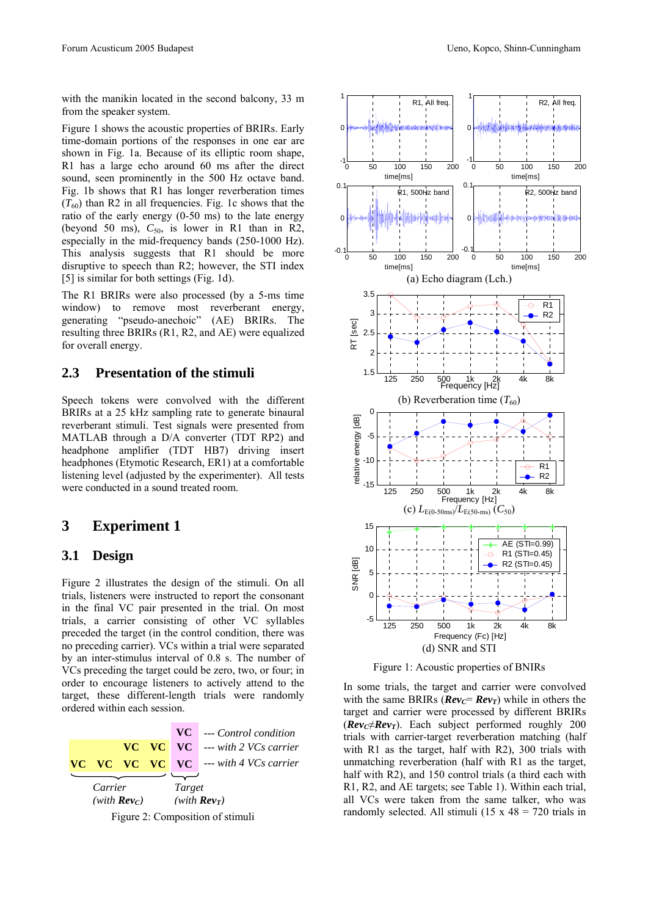with the manikin located in the second balcony, 33 m from the speaker system.

Figure 1 shows the acoustic properties of BRIRs. Early time-domain portions of the responses in one ear are shown in Fig. 1a. Because of its elliptic room shape, R1 has a large echo around 60 ms after the direct sound, seen prominently in the 500 Hz octave band. Fig. 1b shows that R1 has longer reverberation times ($T_{60}$) than R2 in all frequencies. Fig. 1c shows that the ratio of the early energy (0-50 ms) to the late energy (beyond 50 ms), $C_{50}$, is lower in R1 than in R2, especially in the mid-frequency bands (250-1000 Hz). This analysis suggests that R1 should be more disruptive to speech than R2; however, the STI index [5] is similar for both settings (Fig. 1d).

The R1 BRIRs were also processed (by a 5-ms time window) to remove most reverberant energy, generating "pseudo-anechoic" (AE) BRIRs. The resulting three BRIRs (R1, R2, and AE) were equalized for overall energy.

## 2.3 Presentation of the stimuli

Speech tokens were convolved with the different BRIRs at a 25 kHz sampling rate to generate binaural reverberant stimuli. Test signals were presented from MATLAB through a D/A converter (TDT RP2) and headphone amplifier (TDT HB7) driving insert headphones (Etymotic Research, ER1) at a comfortable listening level (adjusted by the experimenter). All tests were conducted in a sound treated room.

# 3 Experiment 1

## 3.1 Design

Figure 2 illustrates the design of the stimuli. On all trials, listeners were instructed to report the consonant in the final VC pair presented in the trial. On most trials, a carrier consisting of other VC syllables preceded the target (in the control condition, there was no preceding carrier). VCs within a trial were separated by an inter-stimulus interval of 0.8 s. The number of VCs preceding the target could be zero, two, or four; in order to encourage listeners to actively attend to the target, these different-length trials were randomly ordered within each session.

| | | | | | |
|---|---|---|---|---|---|
| | | | | VC | --- *Control condition* |
| | | VC | VC | VC | --- *with 2 VCs carrier* |
| VC | VC | VC | VC | VC | --- *with 4 VCs carrier* |
| *Carrier (with* ***Rev****$_C$*)* | | | | *Target (with* ***Rev****$_T$*)* | |

Figure 2: Composition of stimuli

(a) Echo diagram (Lch.)

(b) Reverberation time ($T_{60}$)

(c) $L_{E(0\text{-}50ms)}/L_{E(50\text{-}ms)}$ ($C_{50}$)

(d) SNR and STI

Figure 1: Acoustic properties of BNIRs

In some trials, the target and carrier were convolved with the same BRIRs (***Rev****$_C$*= ***Rev****$_T$*) while in others the target and carrier were processed by different BRIRs (***Rev****$_C$*≠***Rev****$_T$*). Each subject performed roughly 200 trials with carrier-target reverberation matching (half with R1 as the target, half with R2), 300 trials with unmatching reverberation (half with R1 as the target, half with R2), and 150 control trials (a third each with R1, R2, and AE targets; see Table 1). Within each trial, all VCs were taken from the same talker, who was randomly selected. All stimuli (15 x 48 = 720 trials in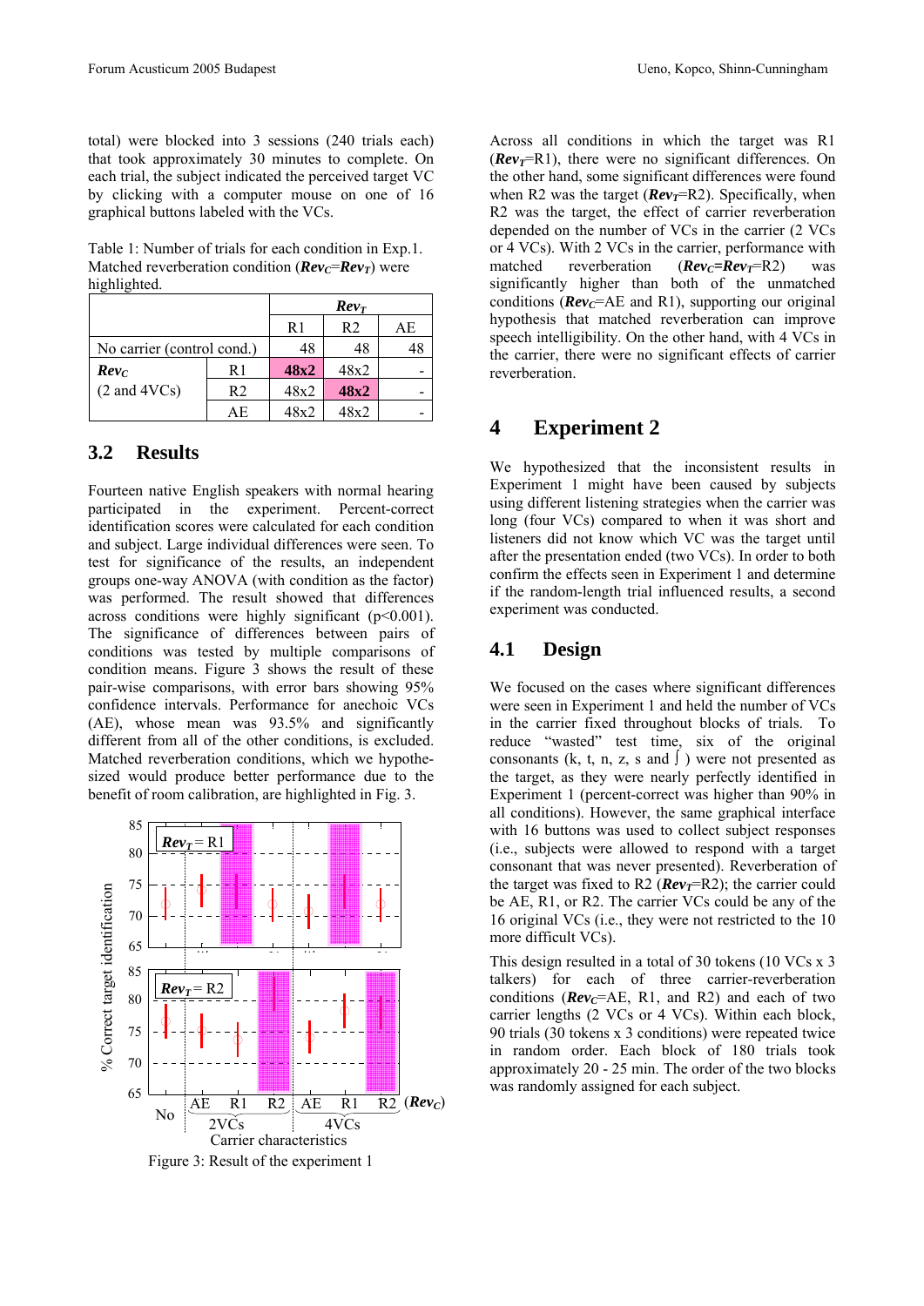total) were blocked into 3 sessions (240 trials each) that took approximately 30 minutes to complete. On each trial, the subject indicated the perceived target VC by clicking with a computer mouse on one of 16 graphical buttons labeled with the VCs.

Table 1: Number of trials for each condition in Exp.1. Matched reverberation condition (***Rev****C*=***Rev****T*) were highlighted.

| | | ***Rev****T* | | |
|---|---|---|---|---|
| | | R1 | R2 | AE |
| No carrier (control cond.) | | 48 | 48 | 48 |
| ***Rev****C* (2 and 4VCs) | R1 | **48x2** | 48x2 | - |
| | R2 | 48x2 | **48x2** | - |
| | AE | 48x2 | 48x2 | - |

## 3.2 Results

Fourteen native English speakers with normal hearing participated in the experiment. Percent-correct identification scores were calculated for each condition and subject. Large individual differences were seen. To test for significance of the results, an independent groups one-way ANOVA (with condition as the factor) was performed. The result showed that differences across conditions were highly significant ($p<0.001$). The significance of differences between pairs of conditions was tested by multiple comparisons of condition means. Figure 3 shows the result of these pair-wise comparisons, with error bars showing 95% confidence intervals. Performance for anechoic VCs (AE), whose mean was 93.5% and significantly different from all of the other conditions, is excluded. Matched reverberation conditions, which we hypothesized would produce better performance due to the benefit of room calibration, are highlighted in Fig. 3.

Figure 3: Result of the experiment 1

Across all conditions in which the target was R1 (***Rev****T*=R1), there were no significant differences. On the other hand, some significant differences were found when R2 was the target (***Rev****T*=R2). Specifically, when R2 was the target, the effect of carrier reverberation depended on the number of VCs in the carrier (2 VCs or 4 VCs). With 2 VCs in the carrier, performance with matched reverberation (***Rev****C*=***Rev****T*=R2) was significantly higher than both of the unmatched conditions (***Rev****C*=AE and R1), supporting our original hypothesis that matched reverberation can improve speech intelligibility. On the other hand, with 4 VCs in the carrier, there were no significant effects of carrier reverberation.

# 4 Experiment 2

We hypothesized that the inconsistent results in Experiment 1 might have been caused by subjects using different listening strategies when the carrier was long (four VCs) compared to when it was short and listeners did not know which VC was the target until after the presentation ended (two VCs). In order to both confirm the effects seen in Experiment 1 and determine if the random-length trial influenced results, a second experiment was conducted.

## 4.1 Design

We focused on the cases where significant differences were seen in Experiment 1 and held the number of VCs in the carrier fixed throughout blocks of trials. To reduce "wasted" test time, six of the original consonants (k, t, n, z, s and ʃ) were not presented as the target, as they were nearly perfectly identified in Experiment 1 (percent-correct was higher than 90% in all conditions). However, the same graphical interface with 16 buttons was used to collect subject responses (i.e., subjects were allowed to respond with a target consonant that was never presented). Reverberation of the target was fixed to R2 (***Rev****T*=R2); the carrier could be AE, R1, or R2. The carrier VCs could be any of the 16 original VCs (i.e., they were not restricted to the 10 more difficult VCs).

This design resulted in a total of 30 tokens (10 VCs x 3 talkers) for each of three carrier-reverberation conditions (***Rev****C*=AE, R1, and R2) and each of two carrier lengths (2 VCs or 4 VCs). Within each block, 90 trials (30 tokens x 3 conditions) were repeated twice in random order. Each block of 180 trials took approximately 20 - 25 min. The order of the two blocks was randomly assigned for each subject.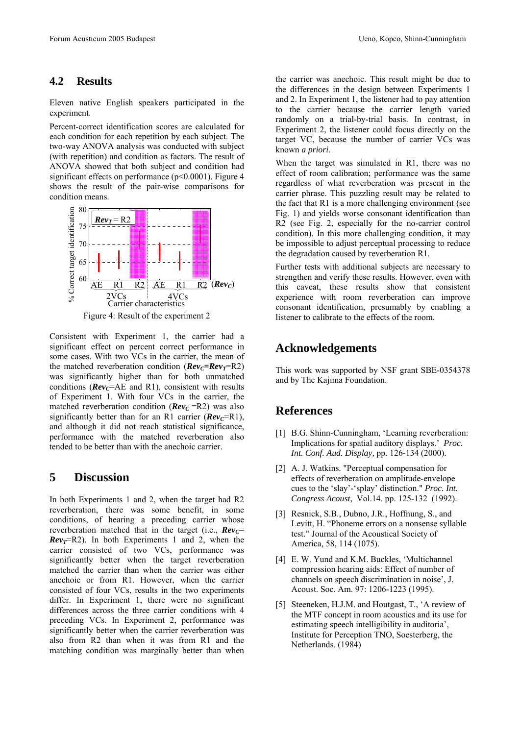## 4.2 Results

Eleven native English speakers participated in the experiment.

Percent-correct identification scores are calculated for each condition for each repetition by each subject. The two-way ANOVA analysis was conducted with subject (with repetition) and condition as factors. The result of ANOVA showed that both subject and condition had significant effects on performance ($p<0.0001$). Figure 4 shows the result of the pair-wise comparisons for condition means.

$Rev_T$ = R2

80
75
70
65
60

% Correct target identification

AE R1 R2 AE R1 R2 ($Rev_C$)

2VCs 4VCs

Carrier characteristics

Figure 4: Result of the experiment 2

Consistent with Experiment 1, the carrier had a significant effect on percent correct performance in some cases. With two VCs in the carrier, the mean of the matched reverberation condition (***$Rev_C$=$Rev_T$***=R2) was significantly higher than for both unmatched conditions (***$Rev_C$***=AE and R1), consistent with results of Experiment 1. With four VCs in the carrier, the matched reverberation condition (***$Rev_C$*** =R2) was also significantly better than for an R1 carrier (***$Rev_C$***=R1), and although it did not reach statistical significance, performance with the matched reverberation also tended to be better than with the anechoic carrier.

# 5 Discussion

In both Experiments 1 and 2, when the target had R2 reverberation, there was some benefit, in some conditions, of hearing a preceding carrier whose reverberation matched that in the target (i.e., ***$Rev_C$***= ***$Rev_T$***=R2). In both Experiments 1 and 2, when the carrier consisted of two VCs, performance was significantly better when the target reverberation matched the carrier than when the carrier was either anechoic or from R1. However, when the carrier consisted of four VCs, results in the two experiments differ. In Experiment 1, there were no significant differences across the three carrier conditions with 4 preceding VCs. In Experiment 2, performance was significantly better when the carrier reverberation was also from R2 than when it was from R1 and the matching condition was marginally better than when the carrier was anechoic. This result might be due to the differences in the design between Experiments 1 and 2. In Experiment 1, the listener had to pay attention to the carrier because the carrier length varied randomly on a trial-by-trial basis. In contrast, in Experiment 2, the listener could focus directly on the target VC, because the number of carrier VCs was known *a priori*.

When the target was simulated in R1, there was no effect of room calibration; performance was the same regardless of what reverberation was present in the carrier phrase. This puzzling result may be related to the fact that R1 is a more challenging environment (see Fig. 1) and yields worse consonant identification than R2 (see Fig. 2, especially for the no-carrier control condition). In this more challenging condition, it may be impossible to adjust perceptual processing to reduce the degradation caused by reverberation R1.

Further tests with additional subjects are necessary to strengthen and verify these results. However, even with this caveat, these results show that consistent experience with room reverberation can improve consonant identification, presumably by enabling a listener to calibrate to the effects of the room.

# Acknowledgements

This work was supported by NSF grant SBE-0354378 and by The Kajima Foundation.

# References

[1] B.G. Shinn-Cunningham, 'Learning reverberation: Implications for spatial auditory displays.' *Proc. Int. Conf. Aud. Display,* pp. 126-134 (2000).

[2] A. J. Watkins. "Perceptual compensation for effects of reverberation on amplitude-envelope cues to the 'slay'-'splay' distinction." *Proc. Int. Congress Acoust,* Vol.14. pp. 125-132 (1992).

[3] Resnick, S.B., Dubno, J.R., Hoffnung, S., and Levitt, H. "Phoneme errors on a nonsense syllable test." Journal of the Acoustical Society of America, 58, 114 (1075).

[4] E. W. Yund and K.M. Buckles, 'Multichannel compression hearing aids: Effect of number of channels on speech discrimination in noise', J. Acoust. Soc. Am. 97: 1206-1223 (1995).

[5] Steeneken, H.J.M. and Houtgast, T., 'A review of the MTF concept in room acoustics and its use for estimating speech intelligibility in auditoria', Institute for Perception TNO, Soesterberg, the Netherlands. (1984)